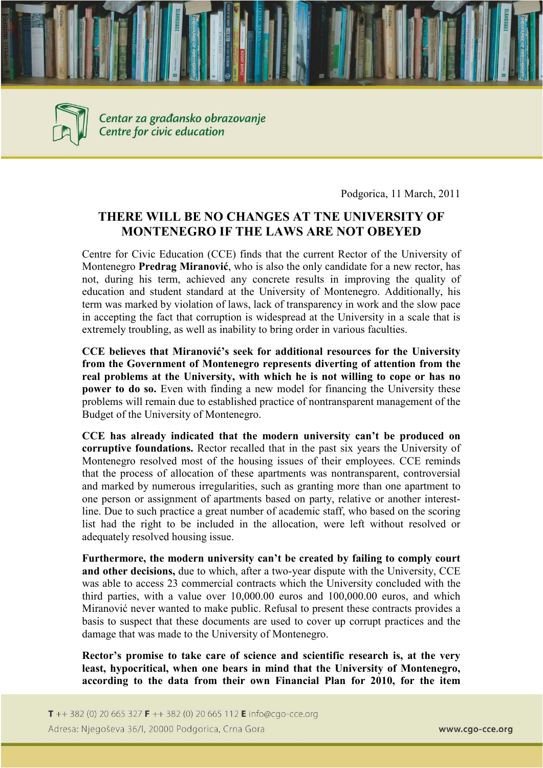Podgorica, 11 March, 2011

# THERE WILL BE NO CHANGES AT TNE UNIVERSITY OF MONTENEGRO IF THE LAWS ARE NOT OBEYED

Centre for Civic Education (CCE) finds that the current Rector of the University of Montenegro **Predrag Miranović**, who is also the only candidate for a new rector, has not, during his term, achieved any concrete results in improving the quality of education and student standard at the University of Montenegro. Additionally, his term was marked by violation of laws, lack of transparency in work and the slow pace in accepting the fact that corruption is widespread at the University in a scale that is extremely troubling, as well as inability to bring order in various faculties.

**CCE believes that Miranović's seek for additional resources for the University from the Government of Montenegro represents diverting of attention from the real problems at the University, with which he is not willing to cope or has no power to do so.** Even with finding a new model for financing the University these problems will remain due to established practice of nontransparent management of the Budget of the University of Montenegro.

**CCE has already indicated that the modern university can't be produced on corruptive foundations.** Rector recalled that in the past six years the University of Montenegro resolved most of the housing issues of their employees. CCE reminds that the process of allocation of these apartments was nontransparent, controversial and marked by numerous irregularities, such as granting more than one apartment to one person or assignment of apartments based on party, relative or another interest-line. Due to such practice a great number of academic staff, who based on the scoring list had the right to be included in the allocation, were left without resolved or adequately resolved housing issue.

**Furthermore, the modern university can't be created by failing to comply court and other decisions,** due to which, after a two-year dispute with the University, CCE was able to access 23 commercial contracts which the University concluded with the third parties, with a value over 10,000.00 euros and 100,000.00 euros, and which Miranović never wanted to make public. Refusal to present these contracts provides a basis to suspect that these documents are used to cover up corrupt practices and the damage that was made to the University of Montenegro.

**Rector's promise to take care of science and scientific research is, at the very least, hypocritical, when one bears in mind that the University of Montenegro, according to the data from their own Financial Plan for 2010, for the item**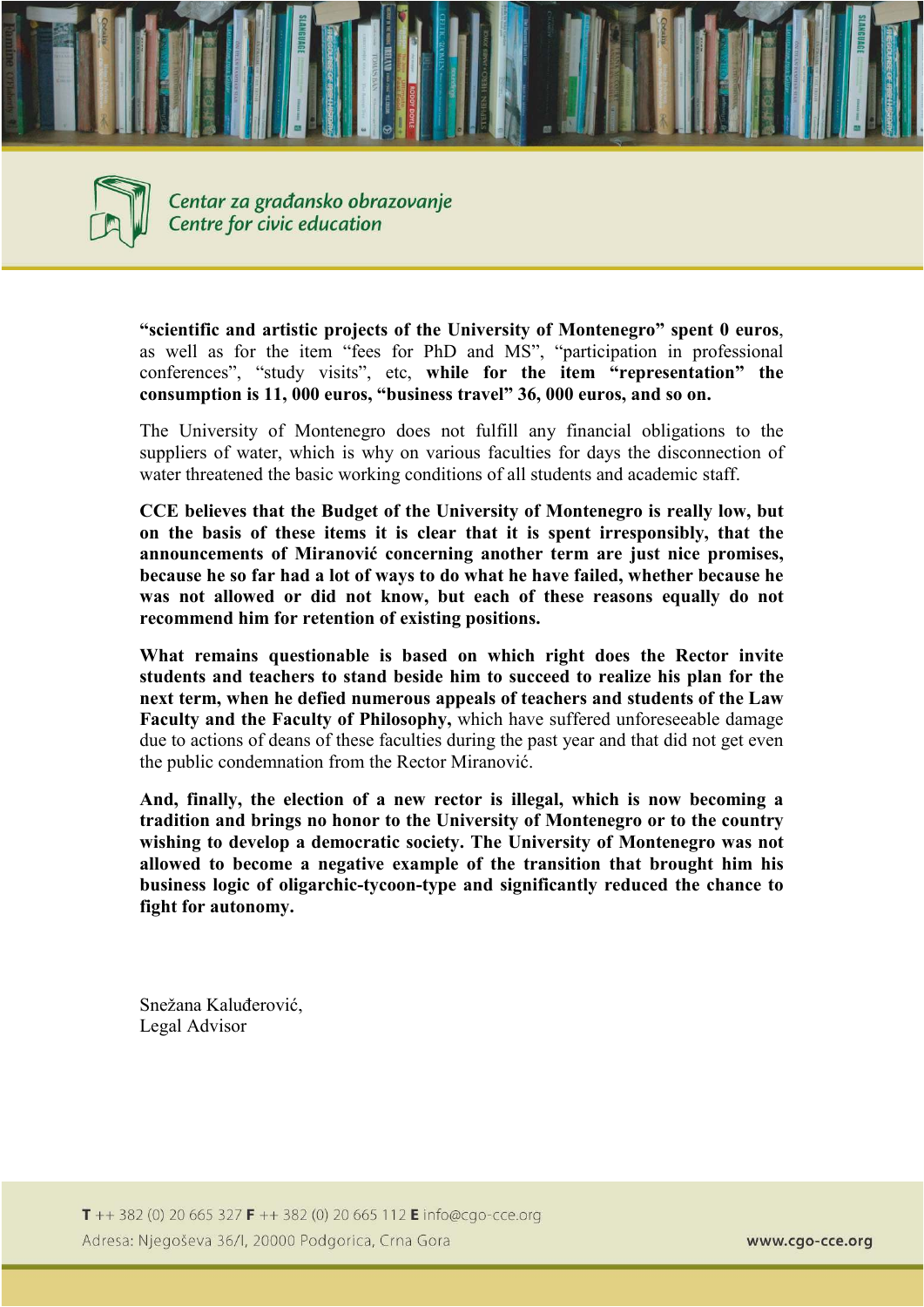**"scientific and artistic projects of the University of Montenegro" spent 0 euros**, as well as for the item "fees for PhD and MS", "participation in professional conferences", "study visits", etc, **while for the item "representation" the consumption is 11, 000 euros, "business travel" 36, 000 euros, and so on.**

The University of Montenegro does not fulfill any financial obligations to the suppliers of water, which is why on various faculties for days the disconnection of water threatened the basic working conditions of all students and academic staff.

**CCE believes that the Budget of the University of Montenegro is really low, but on the basis of these items it is clear that it is spent irresponsibly, that the announcements of Miranović concerning another term are just nice promises, because he so far had a lot of ways to do what he have failed, whether because he was not allowed or did not know, but each of these reasons equally do not recommend him for retention of existing positions.**

**What remains questionable is based on which right does the Rector invite students and teachers to stand beside him to succeed to realize his plan for the next term, when he defied numerous appeals of teachers and students of the Law Faculty and the Faculty of Philosophy,** which have suffered unforeseeable damage due to actions of deans of these faculties during the past year and that did not get even the public condemnation from the Rector Miranović.

**And, finally, the election of a new rector is illegal, which is now becoming a tradition and brings no honor to the University of Montenegro or to the country wishing to develop a democratic society. The University of Montenegro was not allowed to become a negative example of the transition that brought him his business logic of oligarchic-tycoon-type and significantly reduced the chance to fight for autonomy.**

Snežana Kaluđerović,
Legal Advisor